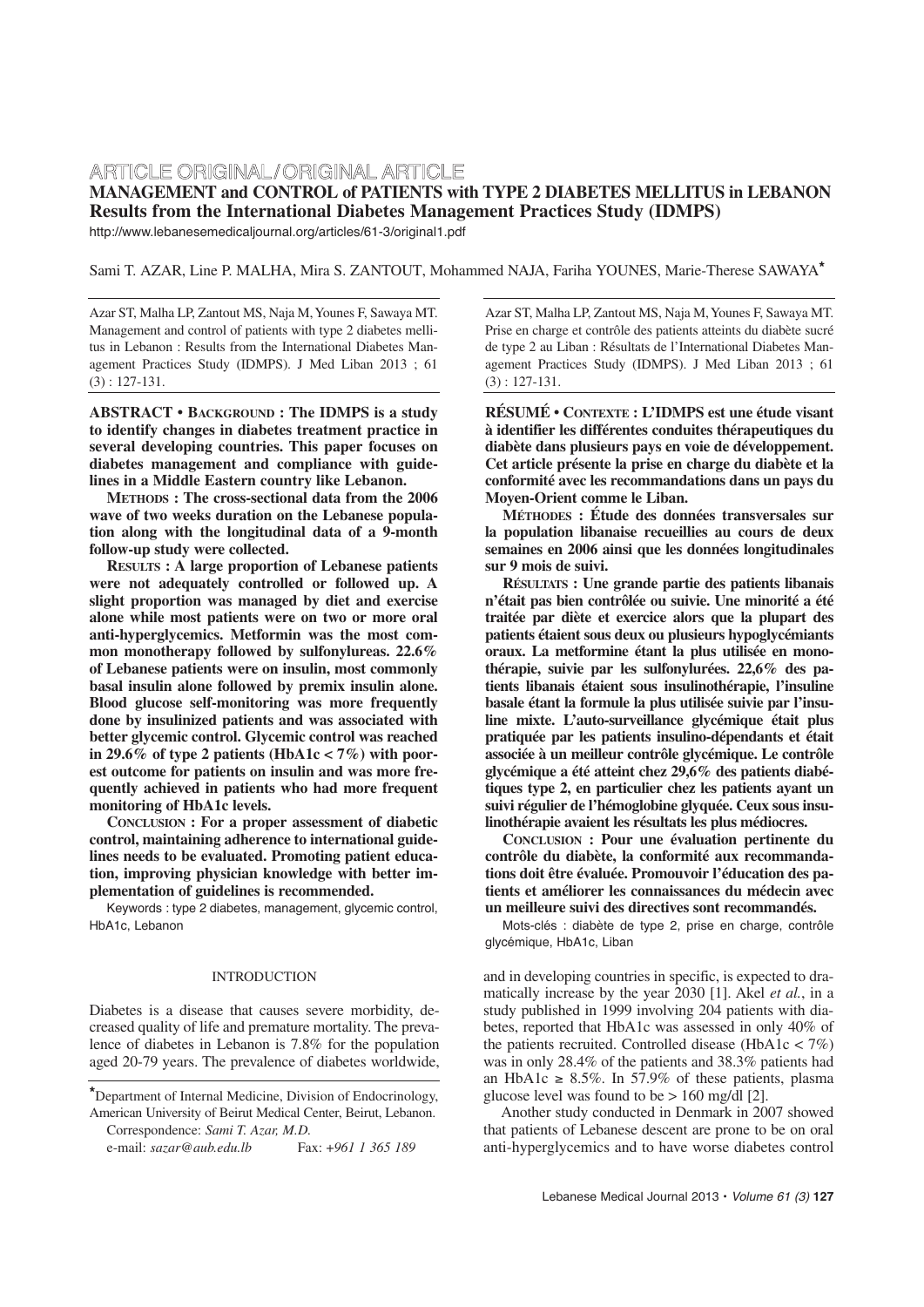ARTICLE ORIGINAL / ORIGINAL ARTICLE

# MANAGEMENT and CONTROL of PATIENTS with TYPE 2 DIABETES MELLITUS in LEBANON
## Results from the International Diabetes Management Practices Study (IDMPS)

http://www.lebanesemedicaljournal.org/articles/61-3/original1.pdf

Sami T. AZAR, Line P. MALHA, Mira S. ZANTOUT, Mohammed NAJA, Fariha YOUNES, Marie-Therese SAWAYA*

Azar ST, Malha LP, Zantout MS, Naja M, Younes F, Sawaya MT. Management and control of patients with type 2 diabetes mellitus in Lebanon : Results from the International Diabetes Management Practices Study (IDMPS). J Med Liban 2013 ; 61 (3) : 127-131.

**ABSTRACT • BACKGROUND : The IDMPS is a study to identify changes in diabetes treatment practice in several developing countries. This paper focuses on diabetes management and compliance with guidelines in a Middle Eastern country like Lebanon.**

**METHODS : The cross-sectional data from the 2006 wave of two weeks duration on the Lebanese population along with the longitudinal data of a 9-month follow-up study were collected.**

**RESULTS : A large proportion of Lebanese patients were not adequately controlled or followed up. A slight proportion was managed by diet and exercise alone while most patients were on two or more oral anti-hyperglycemics. Metformin was the most common monotherapy followed by sulfonylureas. 22.6% of Lebanese patients were on insulin, most commonly basal insulin alone followed by premix insulin alone. Blood glucose self-monitoring was more frequently done by insulinized patients and was associated with better glycemic control. Glycemic control was reached in 29.6% of type 2 patients (HbA1c < 7%) with poorest outcome for patients on insulin and was more frequently achieved in patients who had more frequent monitoring of HbA1c levels.**

**CONCLUSION : For a proper assessment of diabetic control, maintaining adherence to international guidelines needs to be evaluated. Promoting patient education, improving physician knowledge with better implementation of guidelines is recommended.**

Keywords : type 2 diabetes, management, glycemic control, HbA1c, Lebanon

Azar ST, Malha LP, Zantout MS, Naja M, Younes F, Sawaya MT. Prise en charge et contrôle des patients atteints du diabète sucré de type 2 au Liban : Résultats de l'International Diabetes Management Practices Study (IDMPS). J Med Liban 2013 ; 61 (3) : 127-131.

**RÉSUMÉ • CONTEXTE : L'IDMPS est une étude visant à identifier les différentes conduites thérapeutiques du diabète dans plusieurs pays en voie de développement. Cet article présente la prise en charge du diabète et la conformité avec les recommandations dans un pays du Moyen-Orient comme le Liban.**

**MÉTHODES : Étude des données transversales sur la population libanaise recueillies au cours de deux semaines en 2006 ainsi que les données longitudinales sur 9 mois de suivi.**

**RÉSULTATS : Une grande partie des patients libanais n'était pas bien contrôlée ou suivie. Une minorité a été traitée par diète et exercice alors que la plupart des patients étaient sous deux ou plusieurs hypoglycémiants oraux. La metformine étant la plus utilisée en monothérapie, suivie par les sulfonylurées. 22,6% des patients libanais étaient sous insulinothérapie, l'insuline basale étant la formule la plus utilisée suivie par l'insuline mixte. L'auto-surveillance glycémique était plus pratiquée par les patients insulino-dépendants et était associée à un meilleur contrôle glycémique. Le contrôle glycémique a été atteint chez 29,6% des patients diabétiques type 2, en particulier chez les patients ayant un suivi régulier de l'hémoglobine glyquée. Ceux sous insulinothérapie avaient les résultats les plus médiocres.**

**CONCLUSION : Pour une évaluation pertinente du contrôle du diabète, la conformité aux recommandations doit être évaluée. Promouvoir l'éducation des patients et améliorer les connaissances du médecin avec un meilleure suivi des directives sont recommandés.**

Mots-clés : diabète de type 2, prise en charge, contrôle glycémique, HbA1c, Liban

### INTRODUCTION

Diabetes is a disease that causes severe morbidity, decreased quality of life and premature mortality. The prevalence of diabetes in Lebanon is 7.8% for the population aged 20-79 years. The prevalence of diabetes worldwide, and in developing countries in specific, is expected to dramatically increase by the year 2030 [1]. Akel *et al.*, in a study published in 1999 involving 204 patients with diabetes, reported that HbA1c was assessed in only 40% of the patients recruited. Controlled disease (HbA1c < 7%) was in only 28.4% of the patients and 38.3% patients had an HbA1c ≥ 8.5%. In 57.9% of these patients, plasma glucose level was found to be > 160 mg/dl [2].

Another study conducted in Denmark in 2007 showed that patients of Lebanese descent are prone to be on oral anti-hyperglycemics and to have worse diabetes control

*Department of Internal Medicine, Division of Endocrinology, American University of Beirut Medical Center, Beirut, Lebanon.
Correspondence: *Sami T. Azar, M.D.*
e-mail: *sazar@aub.edu.lb* Fax: *+961 1 365 189*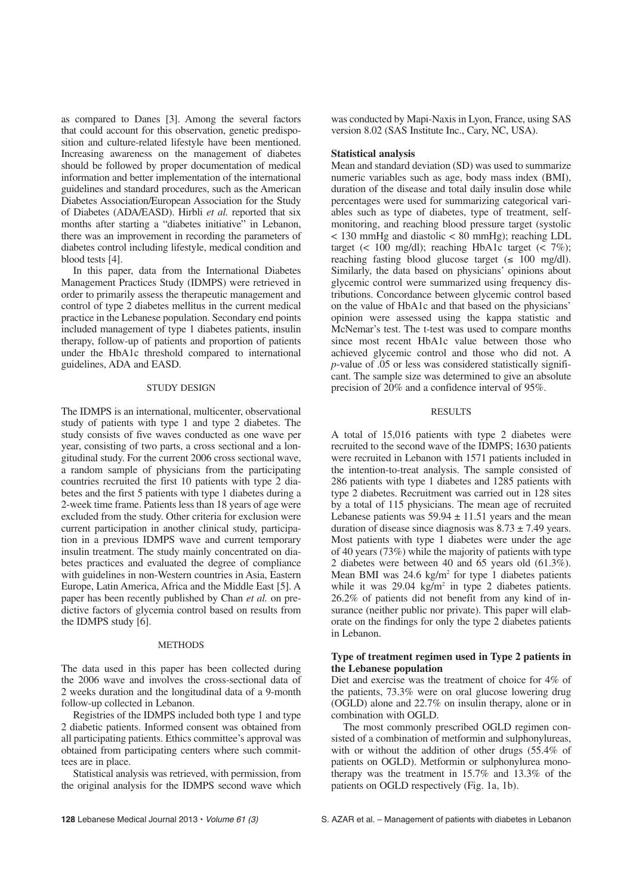as compared to Danes [3]. Among the several factors that could account for this observation, genetic predisposition and culture-related lifestyle have been mentioned. Increasing awareness on the management of diabetes should be followed by proper documentation of medical information and better implementation of the international guidelines and standard procedures, such as the American Diabetes Association/European Association for the Study of Diabetes (ADA/EASD). Hirbli *et al.* reported that six months after starting a "diabetes initiative" in Lebanon, there was an improvement in recording the parameters of diabetes control including lifestyle, medical condition and blood tests [4].

In this paper, data from the International Diabetes Management Practices Study (IDMPS) were retrieved in order to primarily assess the therapeutic management and control of type 2 diabetes mellitus in the current medical practice in the Lebanese population. Secondary end points included management of type 1 diabetes patients, insulin therapy, follow-up of patients and proportion of patients under the HbA1c threshold compared to international guidelines, ADA and EASD.

## STUDY DESIGN

The IDMPS is an international, multicenter, observational study of patients with type 1 and type 2 diabetes. The study consists of five waves conducted as one wave per year, consisting of two parts, a cross sectional and a longitudinal study. For the current 2006 cross sectional wave, a random sample of physicians from the participating countries recruited the first 10 patients with type 2 diabetes and the first 5 patients with type 1 diabetes during a 2-week time frame. Patients less than 18 years of age were excluded from the study. Other criteria for exclusion were current participation in another clinical study, participation in a previous IDMPS wave and current temporary insulin treatment. The study mainly concentrated on diabetes practices and evaluated the degree of compliance with guidelines in non-Western countries in Asia, Eastern Europe, Latin America, Africa and the Middle East [5]. A paper has been recently published by Chan *et al.* on predictive factors of glycemia control based on results from the IDMPS study [6].

## METHODS

The data used in this paper has been collected during the 2006 wave and involves the cross-sectional data of 2 weeks duration and the longitudinal data of a 9-month follow-up collected in Lebanon.

Registries of the IDMPS included both type 1 and type 2 diabetic patients. Informed consent was obtained from all participating patients. Ethics committee's approval was obtained from participating centers where such committees are in place.

Statistical analysis was retrieved, with permission, from the original analysis for the IDMPS second wave which was conducted by Mapi-Naxis in Lyon, France, using SAS version 8.02 (SAS Institute Inc., Cary, NC, USA).

### Statistical analysis

Mean and standard deviation (SD) was used to summarize numeric variables such as age, body mass index (BMI), duration of the disease and total daily insulin dose while percentages were used for summarizing categorical variables such as type of diabetes, type of treatment, self-monitoring, and reaching blood pressure target (systolic < 130 mmHg and diastolic < 80 mmHg); reaching LDL target (< 100 mg/dl); reaching HbA1c target (< 7%); reaching fasting blood glucose target (≤ 100 mg/dl). Similarly, the data based on physicians' opinions about glycemic control were summarized using frequency distributions. Concordance between glycemic control based on the value of HbA1c and that based on the physicians' opinion were assessed using the kappa statistic and McNemar's test. The t-test was used to compare months since most recent HbA1c value between those who achieved glycemic control and those who did not. A *p*-value of .05 or less was considered statistically significant. The sample size was determined to give an absolute precision of 20% and a confidence interval of 95%.

## RESULTS

A total of 15,016 patients with type 2 diabetes were recruited to the second wave of the IDMPS; 1630 patients were recruited in Lebanon with 1571 patients included in the intention-to-treat analysis. The sample consisted of 286 patients with type 1 diabetes and 1285 patients with type 2 diabetes. Recruitment was carried out in 128 sites by a total of 115 physicians. The mean age of recruited Lebanese patients was 59.94 ± 11.51 years and the mean duration of disease since diagnosis was 8.73 ± 7.49 years. Most patients with type 1 diabetes were under the age of 40 years (73%) while the majority of patients with type 2 diabetes were between 40 and 65 years old (61.3%). Mean BMI was 24.6 kg/m$^2$ for type 1 diabetes patients while it was 29.04 kg/m$^2$ in type 2 diabetes patients. 26.2% of patients did not benefit from any kind of insurance (neither public nor private). This paper will elaborate on the findings for only the type 2 diabetes patients in Lebanon.

### Type of treatment regimen used in Type 2 patients in the Lebanese population

Diet and exercise was the treatment of choice for 4% of the patients, 73.3% were on oral glucose lowering drug (OGLD) alone and 22.7% on insulin therapy, alone or in combination with OGLD.

The most commonly prescribed OGLD regimen consisted of a combination of metformin and sulphonylureas, with or without the addition of other drugs (55.4% of patients on OGLD). Metformin or sulphonylurea monotherapy was the treatment in 15.7% and 13.3% of the patients on OGLD respectively (Fig. 1a, 1b).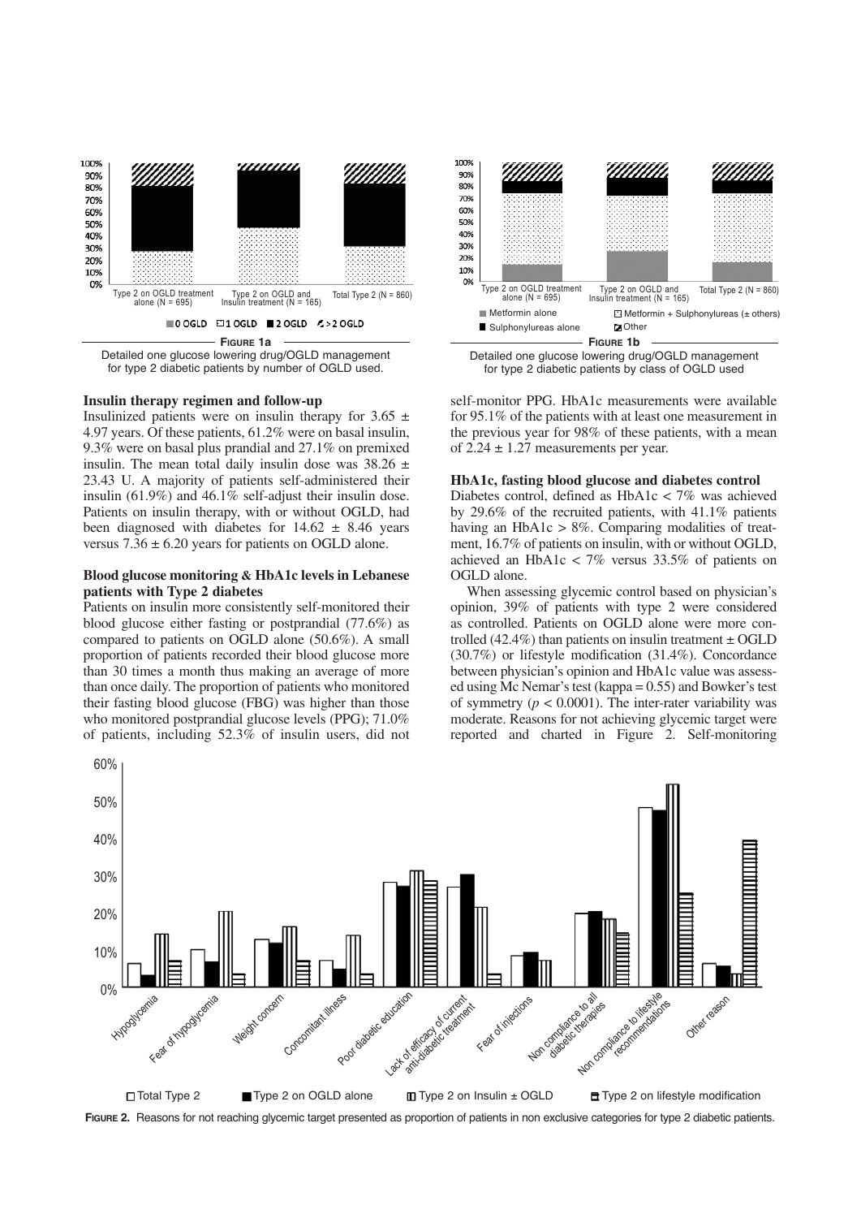**FIGURE 1a**

Detailed one glucose lowering drug/OGLD management for type 2 diabetic patients by number of OGLD used.

**FIGURE 1b**

Detailed one glucose lowering drug/OGLD management for type 2 diabetic patients by class of OGLD used

### Insulin therapy regimen and follow-up

Insulinized patients were on insulin therapy for 3.65 ± 4.97 years. Of these patients, 61.2% were on basal insulin, 9.3% were on basal plus prandial and 27.1% on premixed insulin. The mean total daily insulin dose was 38.26 ± 23.43 U. A majority of patients self-administered their insulin (61.9%) and 46.1% self-adjust their insulin dose. Patients on insulin therapy, with or without OGLD, had been diagnosed with diabetes for 14.62 ± 8.46 years versus 7.36 ± 6.20 years for patients on OGLD alone.

### Blood glucose monitoring & HbA1c levels in Lebanese patients with Type 2 diabetes

Patients on insulin more consistently self-monitored their blood glucose either fasting or postprandial (77.6%) as compared to patients on OGLD alone (50.6%). A small proportion of patients recorded their blood glucose more than 30 times a month thus making an average of more than once daily. The proportion of patients who monitored their fasting blood glucose (FBG) was higher than those who monitored postprandial glucose levels (PPG); 71.0% of patients, including 52.3% of insulin users, did not self-monitor PPG. HbA1c measurements were available for 95.1% of the patients with at least one measurement in the previous year for 98% of these patients, with a mean of 2.24 ± 1.27 measurements per year.

### HbA1c, fasting blood glucose and diabetes control

Diabetes control, defined as HbA1c < 7% was achieved by 29.6% of the recruited patients, with 41.1% patients having an HbA1c > 8%. Comparing modalities of treatment, 16.7% of patients on insulin, with or without OGLD, achieved an HbA1c < 7% versus 33.5% of patients on OGLD alone.

When assessing glycemic control based on physician's opinion, 39% of patients with type 2 were considered as controlled. Patients on OGLD alone were more controlled (42.4%) than patients on insulin treatment ± OGLD (30.7%) or lifestyle modification (31.4%). Concordance between physician's opinion and HbA1c value was assessed using Mc Nemar's test (kappa = 0.55) and Bowker's test of symmetry ($p < 0.0001$). The inter-rater variability was moderate. Reasons for not achieving glycemic target were reported and charted in Figure 2. Self-monitoring

**FIGURE 2.** Reasons for not reaching glycemic target presented as proportion of patients in non exclusive categories for type 2 diabetic patients.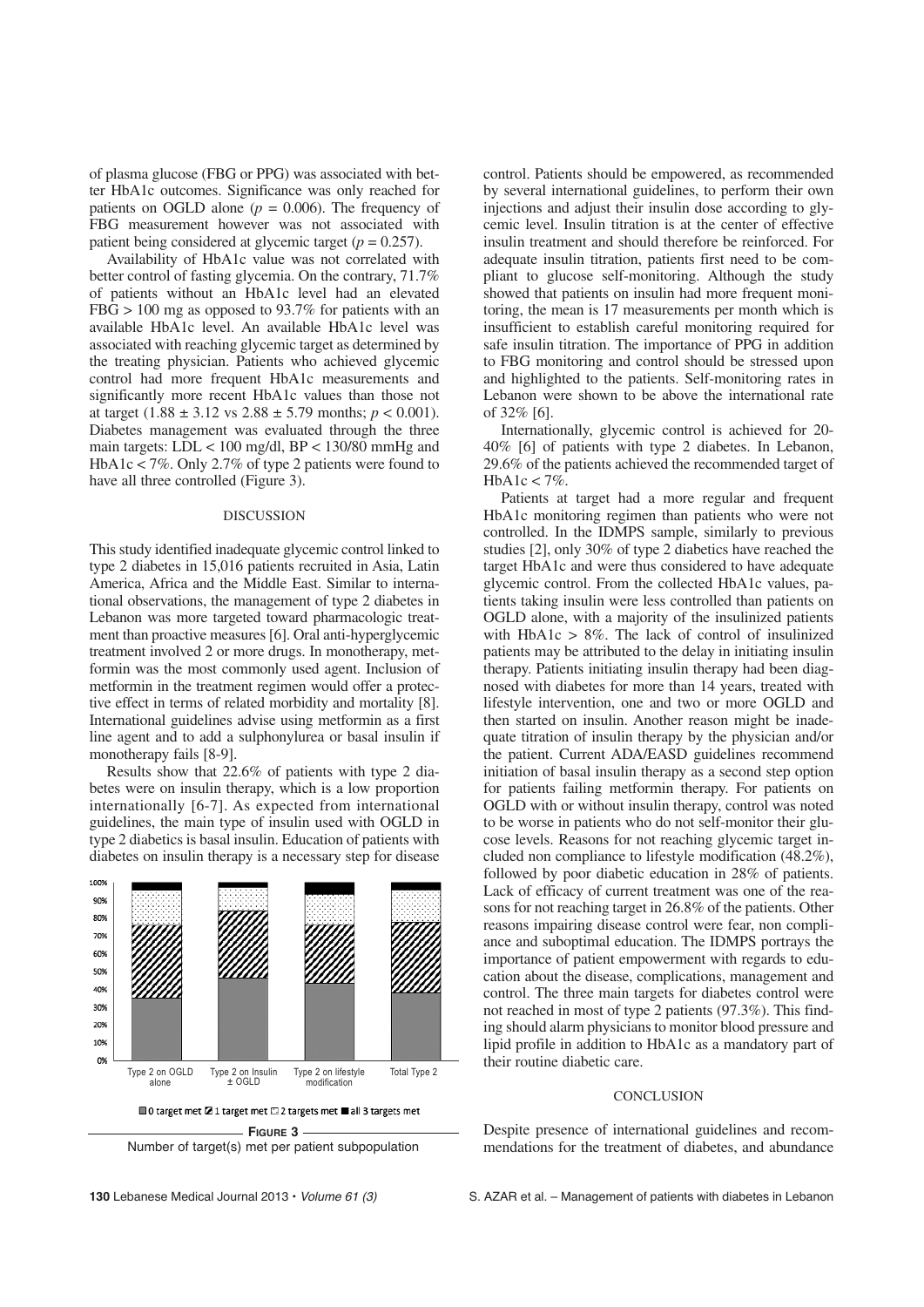of plasma glucose (FBG or PPG) was associated with better HbA1c outcomes. Significance was only reached for patients on OGLD alone ($p = 0.006$). The frequency of FBG measurement however was not associated with patient being considered at glycemic target ($p = 0.257$).

Availability of HbA1c value was not correlated with better control of fasting glycemia. On the contrary, 71.7% of patients without an HbA1c level had an elevated FBG > 100 mg as opposed to 93.7% for patients with an available HbA1c level. An available HbA1c level was associated with reaching glycemic target as determined by the treating physician. Patients who achieved glycemic control had more frequent HbA1c measurements and significantly more recent HbA1c values than those not at target (1.88 ± 3.12 vs 2.88 ± 5.79 months; $p < 0.001$). Diabetes management was evaluated through the three main targets: LDL < 100 mg/dl, BP < 130/80 mmHg and HbA1c < 7%. Only 2.7% of type 2 patients were found to have all three controlled (Figure 3).

## DISCUSSION

This study identified inadequate glycemic control linked to type 2 diabetes in 15,016 patients recruited in Asia, Latin America, Africa and the Middle East. Similar to international observations, the management of type 2 diabetes in Lebanon was more targeted toward pharmacologic treatment than proactive measures [6]. Oral anti-hyperglycemic treatment involved 2 or more drugs. In monotherapy, metformin was the most commonly used agent. Inclusion of metformin in the treatment regimen would offer a protective effect in terms of related morbidity and mortality [8]. International guidelines advise using metformin as a first line agent and to add a sulphonylurea or basal insulin if monotherapy fails [8-9].

Results show that 22.6% of patients with type 2 diabetes were on insulin therapy, which is a low proportion internationally [6-7]. As expected from international guidelines, the main type of insulin used with OGLD in type 2 diabetics is basal insulin. Education of patients with diabetes on insulin therapy is a necessary step for disease control. Patients should be empowered, as recommended by several international guidelines, to perform their own injections and adjust their insulin dose according to glycemic level. Insulin titration is at the center of effective insulin treatment and should therefore be reinforced. For adequate insulin titration, patients first need to be compliant to glucose self-monitoring. Although the study showed that patients on insulin had more frequent monitoring, the mean is 17 measurements per month which is insufficient to establish careful monitoring required for safe insulin titration. The importance of PPG in addition to FBG monitoring and control should be stressed upon and highlighted to the patients. Self-monitoring rates in Lebanon were shown to be above the international rate of 32% [6].

Internationally, glycemic control is achieved for 20-40% [6] of patients with type 2 diabetes. In Lebanon, 29.6% of the patients achieved the recommended target of HbA1c < 7%.

Patients at target had a more regular and frequent HbA1c monitoring regimen than patients who were not controlled. In the IDMPS sample, similarly to previous studies [2], only 30% of type 2 diabetics have reached the target HbA1c and were thus considered to have adequate glycemic control. From the collected HbA1c values, patients taking insulin were less controlled than patients on OGLD alone, with a majority of the insulinized patients with HbA1c > 8%. The lack of control of insulinized patients may be attributed to the delay in initiating insulin therapy. Patients initiating insulin therapy had been diagnosed with diabetes for more than 14 years, treated with lifestyle intervention, one and two or more OGLD and then started on insulin. Another reason might be inadequate titration of insulin therapy by the physician and/or the patient. Current ADA/EASD guidelines recommend initiation of basal insulin therapy as a second step option for patients failing metformin therapy. For patients on OGLD with or without insulin therapy, control was noted to be worse in patients who do not self-monitor their glucose levels. Reasons for not reaching glycemic target included non compliance to lifestyle modification (48.2%), followed by poor diabetic education in 28% of patients. Lack of efficacy of current treatment was one of the reasons for not reaching target in 26.8% of the patients. Other reasons impairing disease control were fear, non compliance and suboptimal education. The IDMPS portrays the importance of patient empowerment with regards to education about the disease, complications, management and control. The three main targets for diabetes control were not reached in most of type 2 patients (97.3%). This finding should alarm physicians to monitor blood pressure and lipid profile in addition to HbA1c as a mandatory part of their routine diabetic care.

**FIGURE 3**
Number of target(s) met per patient subpopulation

## CONCLUSION

Despite presence of international guidelines and recommendations for the treatment of diabetes, and abundance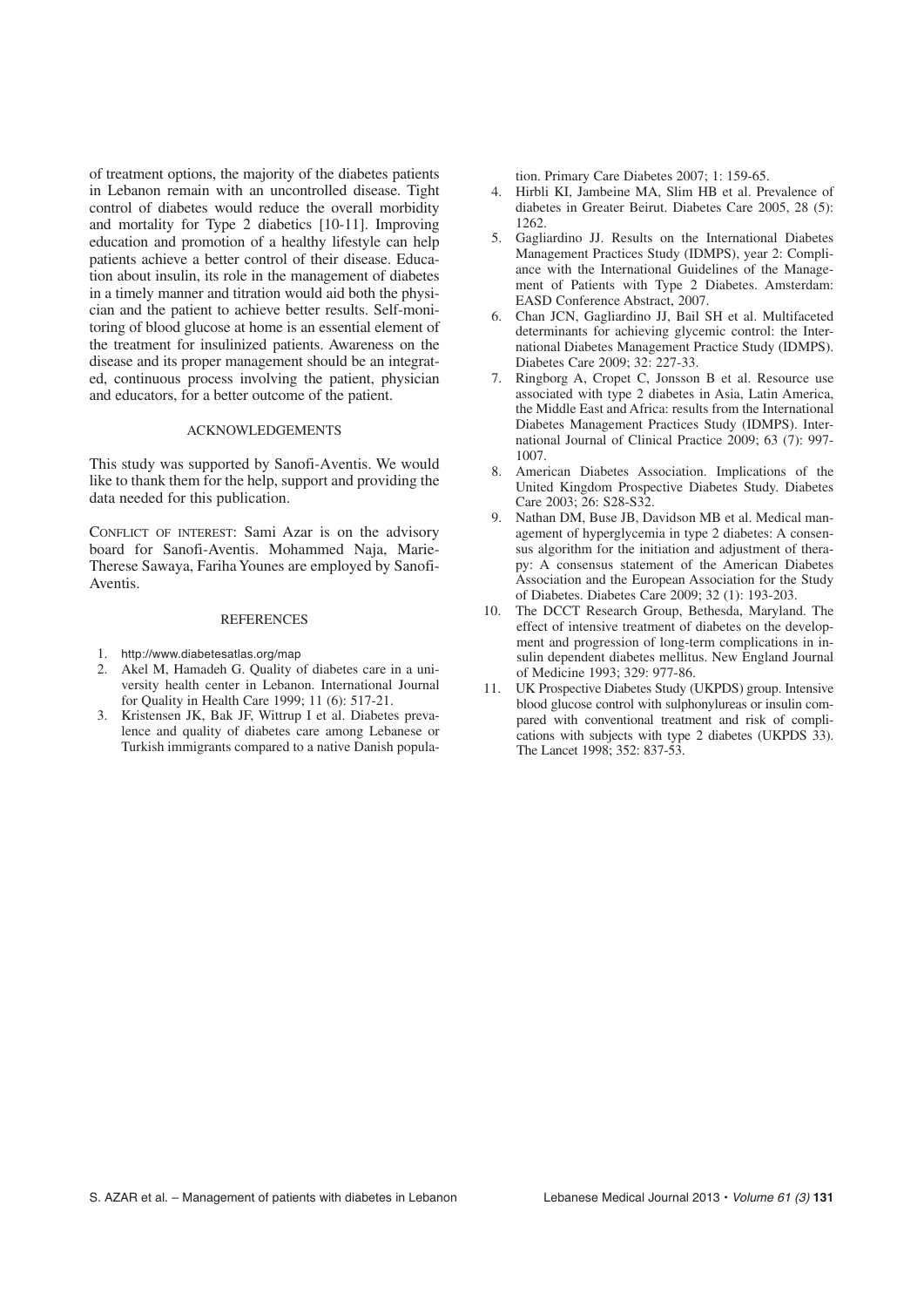of treatment options, the majority of the diabetes patients in Lebanon remain with an uncontrolled disease. Tight control of diabetes would reduce the overall morbidity and mortality for Type 2 diabetics [10-11]. Improving education and promotion of a healthy lifestyle can help patients achieve a better control of their disease. Education about insulin, its role in the management of diabetes in a timely manner and titration would aid both the physician and the patient to achieve better results. Self-monitoring of blood glucose at home is an essential element of the treatment for insulinized patients. Awareness on the disease and its proper management should be an integrated, continuous process involving the patient, physician and educators, for a better outcome of the patient.

## ACKNOWLEDGEMENTS

This study was supported by Sanofi-Aventis. We would like to thank them for the help, support and providing the data needed for this publication.

CONFLICT OF INTEREST: Sami Azar is on the advisory board for Sanofi-Aventis. Mohammed Naja, Marie-Therese Sawaya, Fariha Younes are employed by Sanofi-Aventis.

## REFERENCES

1. http://www.diabetesatlas.org/map
2. Akel M, Hamadeh G. Quality of diabetes care in a university health center in Lebanon. International Journal for Quality in Health Care 1999; 11 (6): 517-21.
3. Kristensen JK, Bak JF, Wittrup I et al. Diabetes prevalence and quality of diabetes care among Lebanese or Turkish immigrants compared to a native Danish population. Primary Care Diabetes 2007; 1: 159-65.
4. Hirbli KI, Jambeine MA, Slim HB et al. Prevalence of diabetes in Greater Beirut. Diabetes Care 2005, 28 (5): 1262.
5. Gagliardino JJ. Results on the International Diabetes Management Practices Study (IDMPS), year 2: Compliance with the International Guidelines of the Management of Patients with Type 2 Diabetes. Amsterdam: EASD Conference Abstract, 2007.
6. Chan JCN, Gagliardino JJ, Bail SH et al. Multifaceted determinants for achieving glycemic control: the International Diabetes Management Practice Study (IDMPS). Diabetes Care 2009; 32: 227-33.
7. Ringborg A, Cropet C, Jonsson B et al. Resource use associated with type 2 diabetes in Asia, Latin America, the Middle East and Africa: results from the International Diabetes Management Practices Study (IDMPS). International Journal of Clinical Practice 2009; 63 (7): 997-1007.
8. American Diabetes Association. Implications of the United Kingdom Prospective Diabetes Study. Diabetes Care 2003; 26: S28-S32.
9. Nathan DM, Buse JB, Davidson MB et al. Medical management of hyperglycemia in type 2 diabetes: A consensus algorithm for the initiation and adjustment of therapy: A consensus statement of the American Diabetes Association and the European Association for the Study of Diabetes. Diabetes Care 2009; 32 (1): 193-203.
10. The DCCT Research Group, Bethesda, Maryland. The effect of intensive treatment of diabetes on the development and progression of long-term complications in insulin dependent diabetes mellitus. New England Journal of Medicine 1993; 329: 977-86.
11. UK Prospective Diabetes Study (UKPDS) group. Intensive blood glucose control with sulphonylureas or insulin compared with conventional treatment and risk of complications with subjects with type 2 diabetes (UKPDS 33). The Lancet 1998; 352: 837-53.